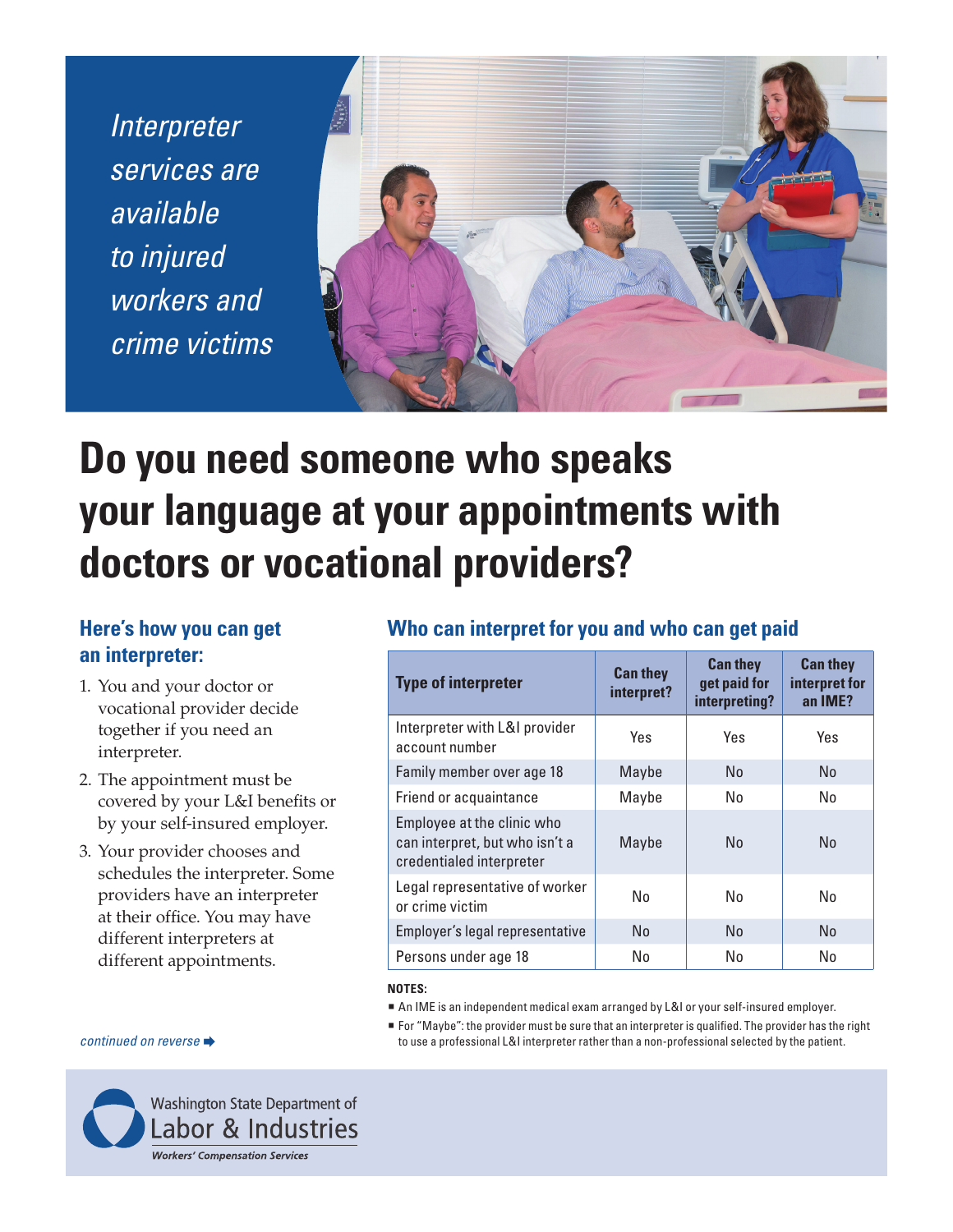*Interpreter services are available to injured workers and crime victims*

# Do you need someone who speaks your language at your appointments with doctors or vocational providers?

## Here's how you can get an interpreter:

1. You and your doctor or vocational provider decide together if you need an interpreter.
2. The appointment must be covered by your L&I benefits or by your self-insured employer.
3. Your provider chooses and schedules the interpreter. Some providers have an interpreter at their office. You may have different interpreters at different appointments.

*continued on reverse ➡*

## Who can interpret for you and who can get paid

| Type of interpreter | Can they interpret? | Can they get paid for interpreting? | Can they interpret for an IME? |
|---|---|---|---|
| Interpreter with L&I provider account number | Yes | Yes | Yes |
| Family member over age 18 | Maybe | No | No |
| Friend or acquaintance | Maybe | No | No |
| Employee at the clinic who can interpret, but who isn't a credentialed interpreter | Maybe | No | No |
| Legal representative of worker or crime victim | No | No | No |
| Employer's legal representative | No | No | No |
| Persons under age 18 | No | No | No |

**NOTES:**

- An IME is an independent medical exam arranged by L&I or your self-insured employer.
- For "Maybe": the provider must be sure that an interpreter is qualified. The provider has the right to use a professional L&I interpreter rather than a non-professional selected by the patient.

Washington State Department of Labor & Industries
*Workers' Compensation Services*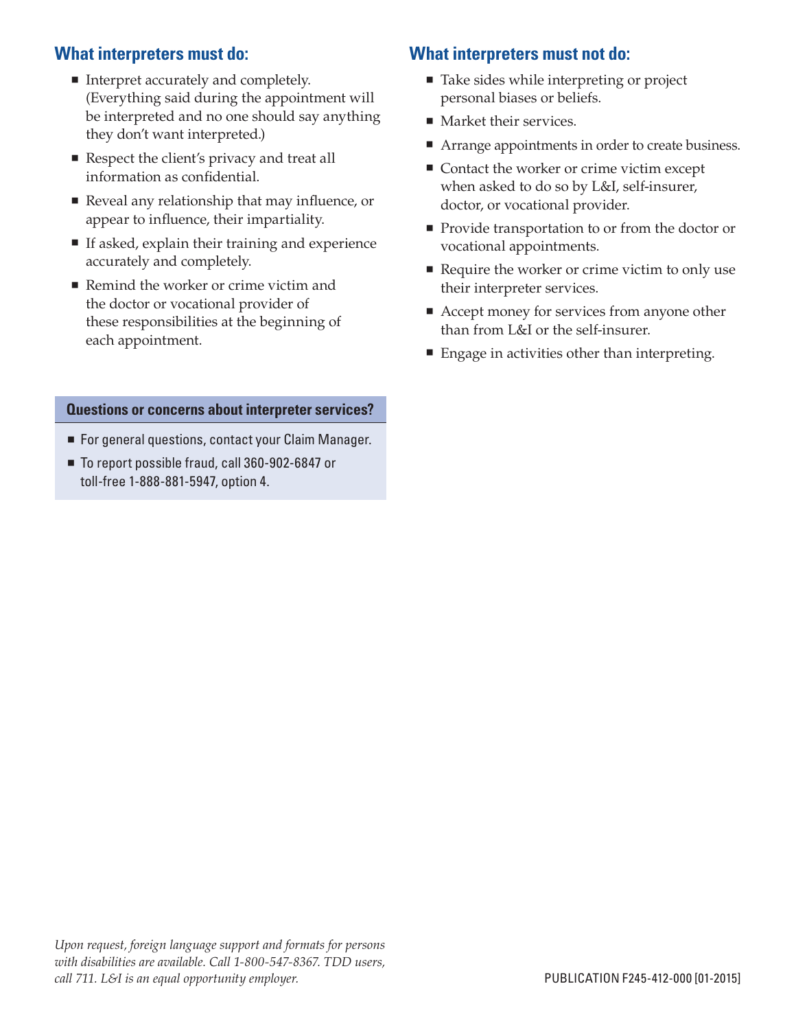## What interpreters must do:

- Interpret accurately and completely. (Everything said during the appointment will be interpreted and no one should say anything they don't want interpreted.)
- Respect the client's privacy and treat all information as confidential.
- Reveal any relationship that may influence, or appear to influence, their impartiality.
- If asked, explain their training and experience accurately and completely.
- Remind the worker or crime victim and the doctor or vocational provider of these responsibilities at the beginning of each appointment.

## What interpreters must not do:

- Take sides while interpreting or project personal biases or beliefs.
- Market their services.
- Arrange appointments in order to create business.
- Contact the worker or crime victim except when asked to do so by L&I, self-insurer, doctor, or vocational provider.
- Provide transportation to or from the doctor or vocational appointments.
- Require the worker or crime victim to only use their interpreter services.
- Accept money for services from anyone other than from L&I or the self-insurer.
- Engage in activities other than interpreting.

**Questions or concerns about interpreter services?**

- For general questions, contact your Claim Manager.
- To report possible fraud, call 360-902-6847 or toll-free 1-888-881-5947, option 4.

*Upon request, foreign language support and formats for persons with disabilities are available. Call 1-800-547-8367. TDD users, call 711. L&I is an equal opportunity employer.*

PUBLICATION F245-412-000 [01-2015]